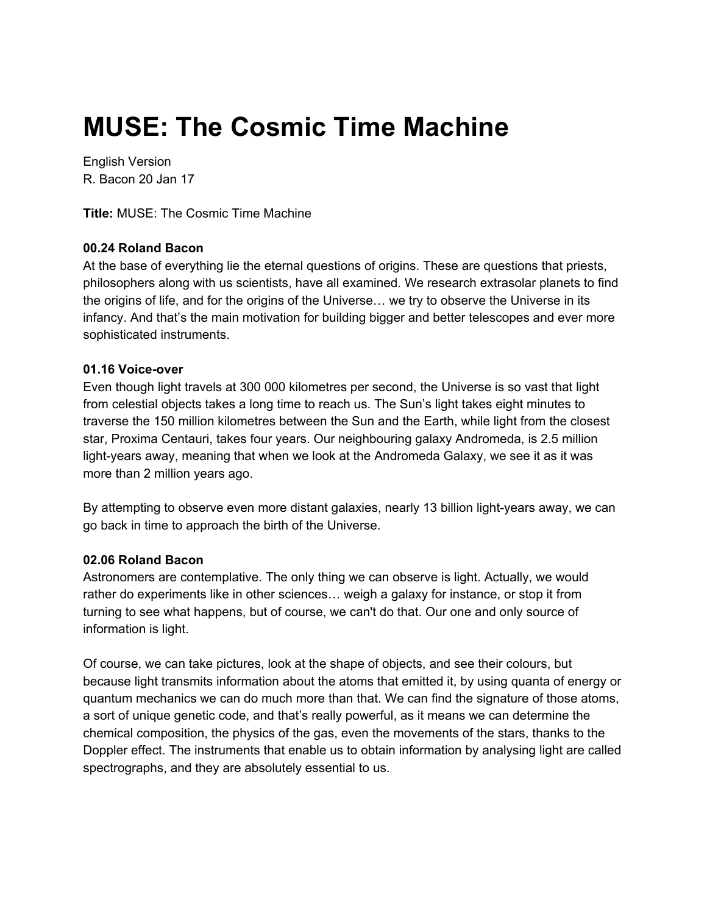# MUSE: The Cosmic Time Machine

English Version
R. Bacon 20 Jan 17

**Title:** MUSE: The Cosmic Time Machine

**00.24 Roland Bacon**
At the base of everything lie the eternal questions of origins. These are questions that priests, philosophers along with us scientists, have all examined. We research extrasolar planets to find the origins of life, and for the origins of the Universe… we try to observe the Universe in its infancy. And that's the main motivation for building bigger and better telescopes and ever more sophisticated instruments.

**01.16 Voice-over**
Even though light travels at 300 000 kilometres per second, the Universe is so vast that light from celestial objects takes a long time to reach us. The Sun's light takes eight minutes to traverse the 150 million kilometres between the Sun and the Earth, while light from the closest star, Proxima Centauri, takes four years. Our neighbouring galaxy Andromeda, is 2.5 million light-years away, meaning that when we look at the Andromeda Galaxy, we see it as it was more than 2 million years ago.

By attempting to observe even more distant galaxies, nearly 13 billion light-years away, we can go back in time to approach the birth of the Universe.

**02.06 Roland Bacon**
Astronomers are contemplative. The only thing we can observe is light. Actually, we would rather do experiments like in other sciences… weigh a galaxy for instance, or stop it from turning to see what happens, but of course, we can't do that. Our one and only source of information is light.

Of course, we can take pictures, look at the shape of objects, and see their colours, but because light transmits information about the atoms that emitted it, by using quanta of energy or quantum mechanics we can do much more than that. We can find the signature of those atoms, a sort of unique genetic code, and that's really powerful, as it means we can determine the chemical composition, the physics of the gas, even the movements of the stars, thanks to the Doppler effect. The instruments that enable us to obtain information by analysing light are called spectrographs, and they are absolutely essential to us.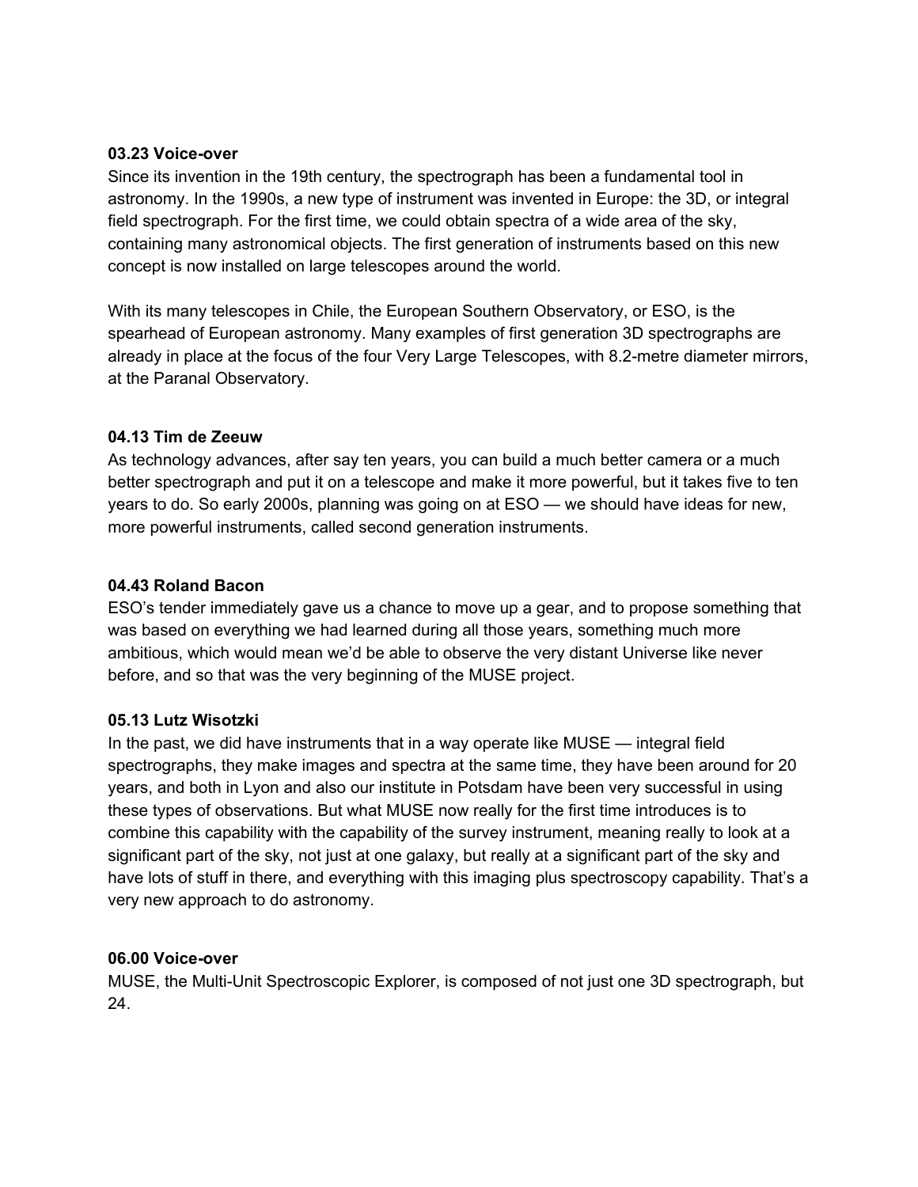**03.23 Voice-over**

Since its invention in the 19th century, the spectrograph has been a fundamental tool in astronomy. In the 1990s, a new type of instrument was invented in Europe: the 3D, or integral field spectrograph. For the first time, we could obtain spectra of a wide area of the sky, containing many astronomical objects. The first generation of instruments based on this new concept is now installed on large telescopes around the world.

With its many telescopes in Chile, the European Southern Observatory, or ESO, is the spearhead of European astronomy. Many examples of first generation 3D spectrographs are already in place at the focus of the four Very Large Telescopes, with 8.2-metre diameter mirrors, at the Paranal Observatory.

**04.13 Tim de Zeeuw**

As technology advances, after say ten years, you can build a much better camera or a much better spectrograph and put it on a telescope and make it more powerful, but it takes five to ten years to do. So early 2000s, planning was going on at ESO — we should have ideas for new, more powerful instruments, called second generation instruments.

**04.43 Roland Bacon**

ESO's tender immediately gave us a chance to move up a gear, and to propose something that was based on everything we had learned during all those years, something much more ambitious, which would mean we'd be able to observe the very distant Universe like never before, and so that was the very beginning of the MUSE project.

**05.13 Lutz Wisotzki**

In the past, we did have instruments that in a way operate like MUSE — integral field spectrographs, they make images and spectra at the same time, they have been around for 20 years, and both in Lyon and also our institute in Potsdam have been very successful in using these types of observations. But what MUSE now really for the first time introduces is to combine this capability with the capability of the survey instrument, meaning really to look at a significant part of the sky, not just at one galaxy, but really at a significant part of the sky and have lots of stuff in there, and everything with this imaging plus spectroscopy capability. That's a very new approach to do astronomy.

**06.00 Voice-over**

MUSE, the Multi-Unit Spectroscopic Explorer, is composed of not just one 3D spectrograph, but 24.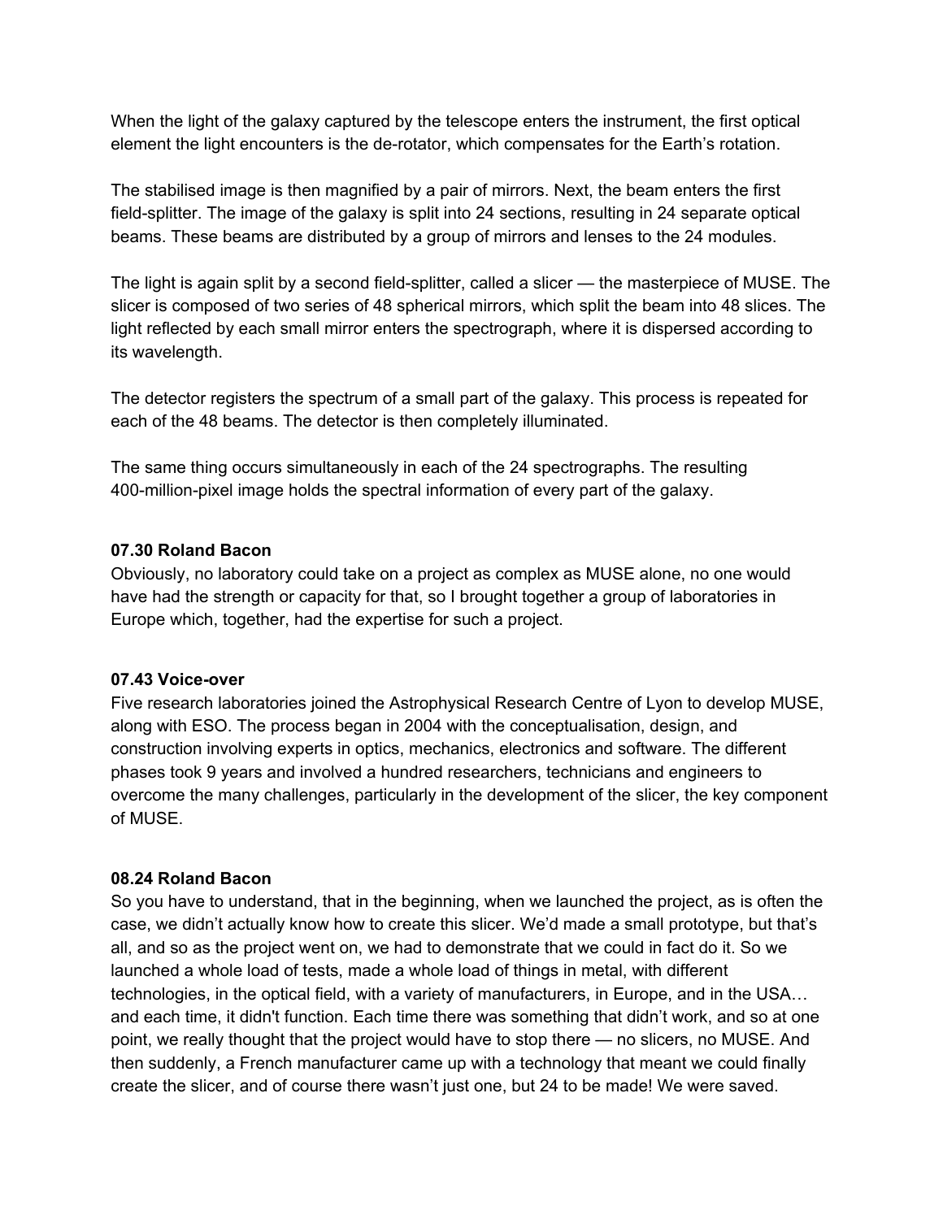When the light of the galaxy captured by the telescope enters the instrument, the first optical element the light encounters is the de-rotator, which compensates for the Earth's rotation.

The stabilised image is then magnified by a pair of mirrors. Next, the beam enters the first field-splitter. The image of the galaxy is split into 24 sections, resulting in 24 separate optical beams. These beams are distributed by a group of mirrors and lenses to the 24 modules.

The light is again split by a second field-splitter, called a slicer — the masterpiece of MUSE. The slicer is composed of two series of 48 spherical mirrors, which split the beam into 48 slices. The light reflected by each small mirror enters the spectrograph, where it is dispersed according to its wavelength.

The detector registers the spectrum of a small part of the galaxy. This process is repeated for each of the 48 beams. The detector is then completely illuminated.

The same thing occurs simultaneously in each of the 24 spectrographs. The resulting 400-million-pixel image holds the spectral information of every part of the galaxy.

**07.30 Roland Bacon**
Obviously, no laboratory could take on a project as complex as MUSE alone, no one would have had the strength or capacity for that, so I brought together a group of laboratories in Europe which, together, had the expertise for such a project.

**07.43 Voice-over**
Five research laboratories joined the Astrophysical Research Centre of Lyon to develop MUSE, along with ESO. The process began in 2004 with the conceptualisation, design, and construction involving experts in optics, mechanics, electronics and software. The different phases took 9 years and involved a hundred researchers, technicians and engineers to overcome the many challenges, particularly in the development of the slicer, the key component of MUSE.

**08.24 Roland Bacon**
So you have to understand, that in the beginning, when we launched the project, as is often the case, we didn't actually know how to create this slicer. We'd made a small prototype, but that's all, and so as the project went on, we had to demonstrate that we could in fact do it. So we launched a whole load of tests, made a whole load of things in metal, with different technologies, in the optical field, with a variety of manufacturers, in Europe, and in the USA… and each time, it didn't function. Each time there was something that didn't work, and so at one point, we really thought that the project would have to stop there — no slicers, no MUSE. And then suddenly, a French manufacturer came up with a technology that meant we could finally create the slicer, and of course there wasn't just one, but 24 to be made! We were saved.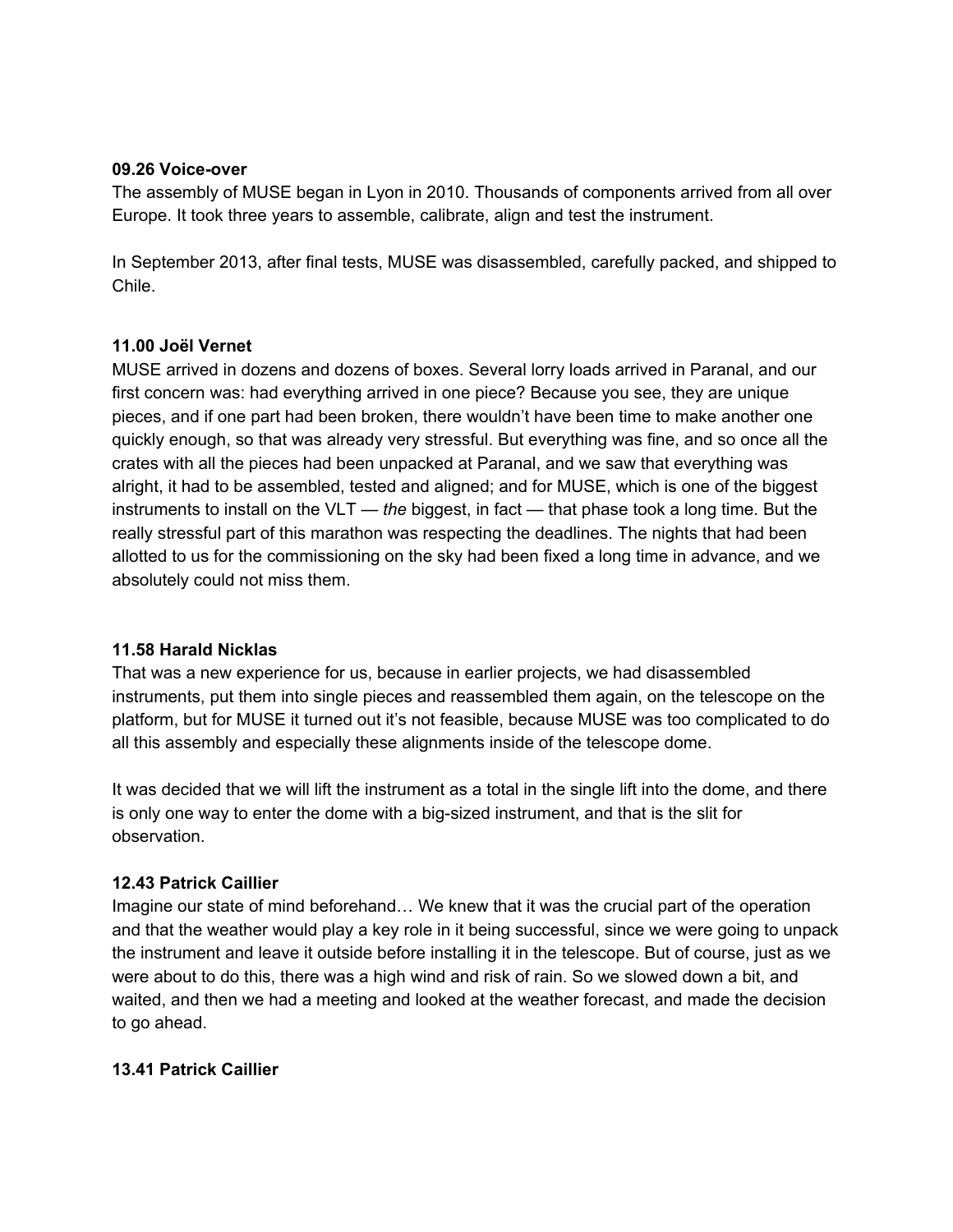**09.26 Voice-over**

The assembly of MUSE began in Lyon in 2010. Thousands of components arrived from all over Europe. It took three years to assemble, calibrate, align and test the instrument.

In September 2013, after final tests, MUSE was disassembled, carefully packed, and shipped to Chile.

**11.00 Joël Vernet**

MUSE arrived in dozens and dozens of boxes. Several lorry loads arrived in Paranal, and our first concern was: had everything arrived in one piece? Because you see, they are unique pieces, and if one part had been broken, there wouldn't have been time to make another one quickly enough, so that was already very stressful. But everything was fine, and so once all the crates with all the pieces had been unpacked at Paranal, and we saw that everything was alright, it had to be assembled, tested and aligned; and for MUSE, which is one of the biggest instruments to install on the VLT — *the* biggest, in fact — that phase took a long time. But the really stressful part of this marathon was respecting the deadlines. The nights that had been allotted to us for the commissioning on the sky had been fixed a long time in advance, and we absolutely could not miss them.

**11.58 Harald Nicklas**

That was a new experience for us, because in earlier projects, we had disassembled instruments, put them into single pieces and reassembled them again, on the telescope on the platform, but for MUSE it turned out it's not feasible, because MUSE was too complicated to do all this assembly and especially these alignments inside of the telescope dome.

It was decided that we will lift the instrument as a total in the single lift into the dome, and there is only one way to enter the dome with a big-sized instrument, and that is the slit for observation.

**12.43 Patrick Caillier**

Imagine our state of mind beforehand… We knew that it was the crucial part of the operation and that the weather would play a key role in it being successful, since we were going to unpack the instrument and leave it outside before installing it in the telescope. But of course, just as we were about to do this, there was a high wind and risk of rain. So we slowed down a bit, and waited, and then we had a meeting and looked at the weather forecast, and made the decision to go ahead.

**13.41 Patrick Caillier**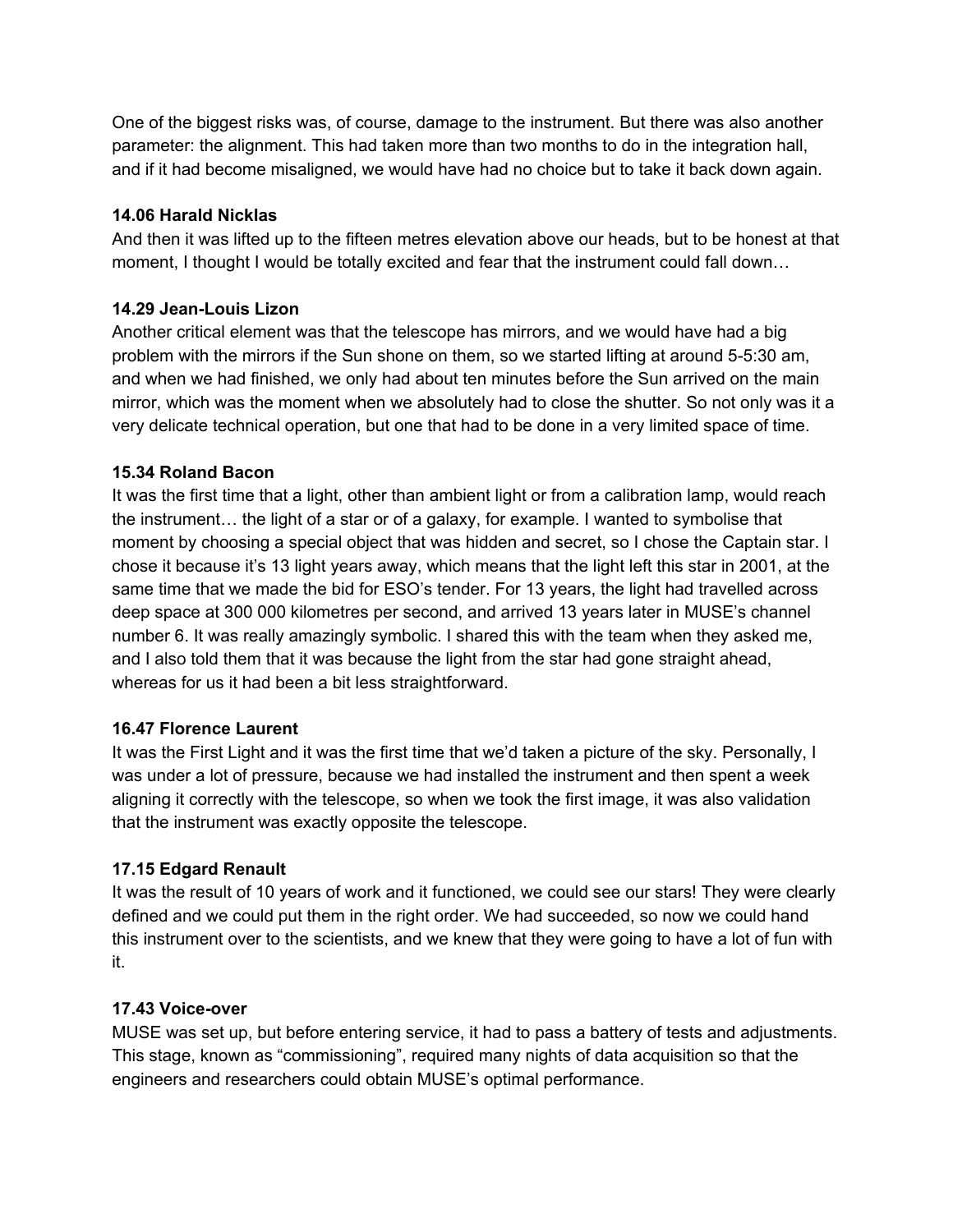One of the biggest risks was, of course, damage to the instrument. But there was also another parameter: the alignment. This had taken more than two months to do in the integration hall, and if it had become misaligned, we would have had no choice but to take it back down again.

**14.06 Harald Nicklas**
And then it was lifted up to the fifteen metres elevation above our heads, but to be honest at that moment, I thought I would be totally excited and fear that the instrument could fall down…

**14.29 Jean-Louis Lizon**
Another critical element was that the telescope has mirrors, and we would have had a big problem with the mirrors if the Sun shone on them, so we started lifting at around 5-5:30 am, and when we had finished, we only had about ten minutes before the Sun arrived on the main mirror, which was the moment when we absolutely had to close the shutter. So not only was it a very delicate technical operation, but one that had to be done in a very limited space of time.

**15.34 Roland Bacon**
It was the first time that a light, other than ambient light or from a calibration lamp, would reach the instrument… the light of a star or of a galaxy, for example. I wanted to symbolise that moment by choosing a special object that was hidden and secret, so I chose the Captain star. I chose it because it's 13 light years away, which means that the light left this star in 2001, at the same time that we made the bid for ESO's tender. For 13 years, the light had travelled across deep space at 300 000 kilometres per second, and arrived 13 years later in MUSE's channel number 6. It was really amazingly symbolic. I shared this with the team when they asked me, and I also told them that it was because the light from the star had gone straight ahead, whereas for us it had been a bit less straightforward.

**16.47 Florence Laurent**
It was the First Light and it was the first time that we'd taken a picture of the sky. Personally, I was under a lot of pressure, because we had installed the instrument and then spent a week aligning it correctly with the telescope, so when we took the first image, it was also validation that the instrument was exactly opposite the telescope.

**17.15 Edgard Renault**
It was the result of 10 years of work and it functioned, we could see our stars! They were clearly defined and we could put them in the right order. We had succeeded, so now we could hand this instrument over to the scientists, and we knew that they were going to have a lot of fun with it.

**17.43 Voice-over**
MUSE was set up, but before entering service, it had to pass a battery of tests and adjustments. This stage, known as "commissioning", required many nights of data acquisition so that the engineers and researchers could obtain MUSE's optimal performance.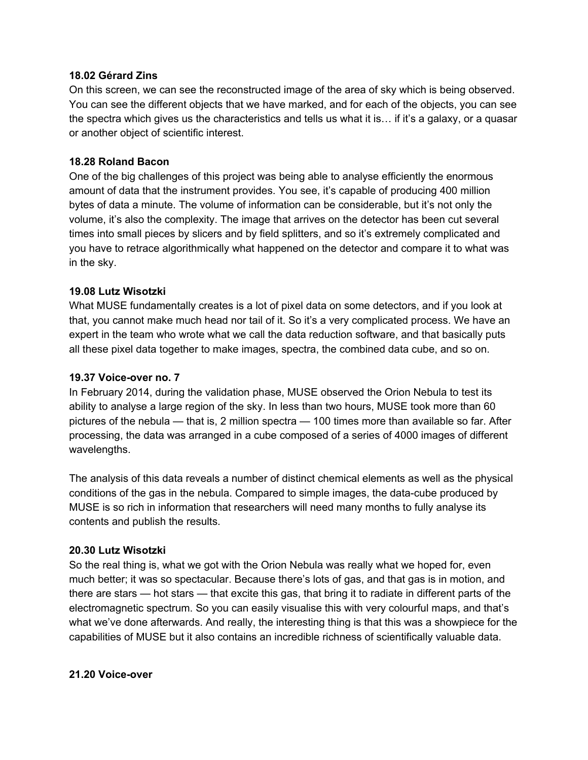**18.02 Gérard Zins**

On this screen, we can see the reconstructed image of the area of sky which is being observed. You can see the different objects that we have marked, and for each of the objects, you can see the spectra which gives us the characteristics and tells us what it is… if it's a galaxy, or a quasar or another object of scientific interest.

**18.28 Roland Bacon**

One of the big challenges of this project was being able to analyse efficiently the enormous amount of data that the instrument provides. You see, it's capable of producing 400 million bytes of data a minute. The volume of information can be considerable, but it's not only the volume, it's also the complexity. The image that arrives on the detector has been cut several times into small pieces by slicers and by field splitters, and so it's extremely complicated and you have to retrace algorithmically what happened on the detector and compare it to what was in the sky.

**19.08 Lutz Wisotzki**

What MUSE fundamentally creates is a lot of pixel data on some detectors, and if you look at that, you cannot make much head nor tail of it. So it's a very complicated process. We have an expert in the team who wrote what we call the data reduction software, and that basically puts all these pixel data together to make images, spectra, the combined data cube, and so on.

**19.37 Voice-over no. 7**

In February 2014, during the validation phase, MUSE observed the Orion Nebula to test its ability to analyse a large region of the sky. In less than two hours, MUSE took more than 60 pictures of the nebula — that is, 2 million spectra — 100 times more than available so far. After processing, the data was arranged in a cube composed of a series of 4000 images of different wavelengths.

The analysis of this data reveals a number of distinct chemical elements as well as the physical conditions of the gas in the nebula. Compared to simple images, the data-cube produced by MUSE is so rich in information that researchers will need many months to fully analyse its contents and publish the results.

**20.30 Lutz Wisotzki**

So the real thing is, what we got with the Orion Nebula was really what we hoped for, even much better; it was so spectacular. Because there's lots of gas, and that gas is in motion, and there are stars — hot stars — that excite this gas, that bring it to radiate in different parts of the electromagnetic spectrum. So you can easily visualise this with very colourful maps, and that's what we've done afterwards. And really, the interesting thing is that this was a showpiece for the capabilities of MUSE but it also contains an incredible richness of scientifically valuable data.

**21.20 Voice-over**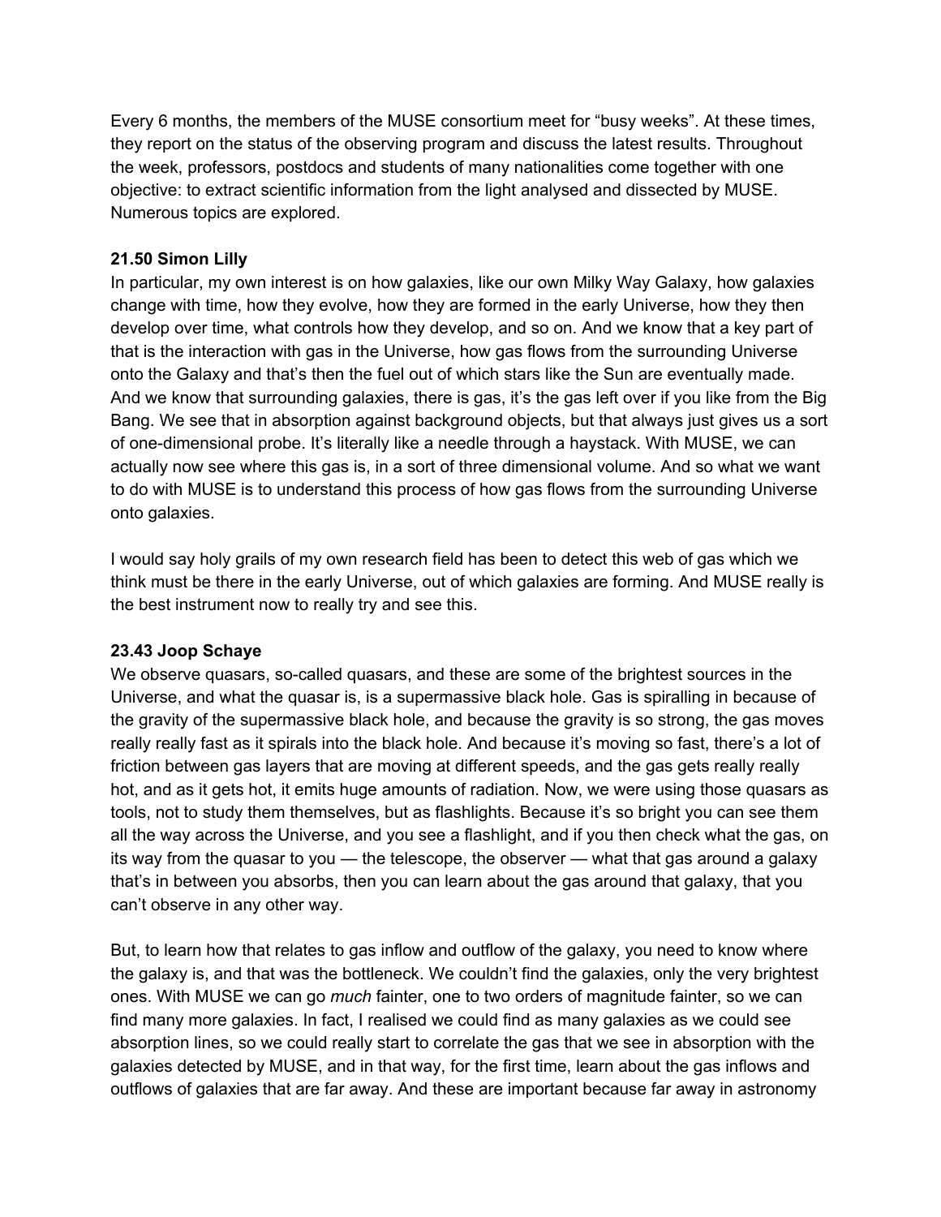Every 6 months, the members of the MUSE consortium meet for “busy weeks”. At these times, they report on the status of the observing program and discuss the latest results. Throughout the week, professors, postdocs and students of many nationalities come together with one objective: to extract scientific information from the light analysed and dissected by MUSE. Numerous topics are explored.

**21.50 Simon Lilly**

In particular, my own interest is on how galaxies, like our own Milky Way Galaxy, how galaxies change with time, how they evolve, how they are formed in the early Universe, how they then develop over time, what controls how they develop, and so on. And we know that a key part of that is the interaction with gas in the Universe, how gas flows from the surrounding Universe onto the Galaxy and that’s then the fuel out of which stars like the Sun are eventually made. And we know that surrounding galaxies, there is gas, it’s the gas left over if you like from the Big Bang. We see that in absorption against background objects, but that always just gives us a sort of one-dimensional probe. It’s literally like a needle through a haystack. With MUSE, we can actually now see where this gas is, in a sort of three dimensional volume. And so what we want to do with MUSE is to understand this process of how gas flows from the surrounding Universe onto galaxies.

I would say holy grails of my own research field has been to detect this web of gas which we think must be there in the early Universe, out of which galaxies are forming. And MUSE really is the best instrument now to really try and see this.

**23.43 Joop Schaye**

We observe quasars, so-called quasars, and these are some of the brightest sources in the Universe, and what the quasar is, is a supermassive black hole. Gas is spiralling in because of the gravity of the supermassive black hole, and because the gravity is so strong, the gas moves really really fast as it spirals into the black hole. And because it’s moving so fast, there’s a lot of friction between gas layers that are moving at different speeds, and the gas gets really really hot, and as it gets hot, it emits huge amounts of radiation. Now, we were using those quasars as tools, not to study them themselves, but as flashlights. Because it’s so bright you can see them all the way across the Universe, and you see a flashlight, and if you then check what the gas, on its way from the quasar to you — the telescope, the observer — what that gas around a galaxy that’s in between you absorbs, then you can learn about the gas around that galaxy, that you can’t observe in any other way.

But, to learn how that relates to gas inflow and outflow of the galaxy, you need to know where the galaxy is, and that was the bottleneck. We couldn’t find the galaxies, only the very brightest ones. With MUSE we can go *much* fainter, one to two orders of magnitude fainter, so we can find many more galaxies. In fact, I realised we could find as many galaxies as we could see absorption lines, so we could really start to correlate the gas that we see in absorption with the galaxies detected by MUSE, and in that way, for the first time, learn about the gas inflows and outflows of galaxies that are far away. And these are important because far away in astronomy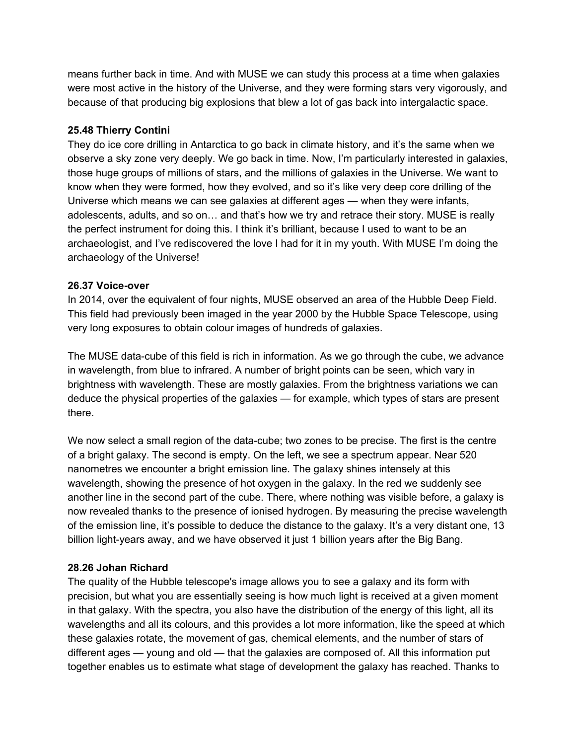means further back in time. And with MUSE we can study this process at a time when galaxies were most active in the history of the Universe, and they were forming stars very vigorously, and because of that producing big explosions that blew a lot of gas back into intergalactic space.

**25.48 Thierry Contini**

They do ice core drilling in Antarctica to go back in climate history, and it's the same when we observe a sky zone very deeply. We go back in time. Now, I'm particularly interested in galaxies, those huge groups of millions of stars, and the millions of galaxies in the Universe. We want to know when they were formed, how they evolved, and so it's like very deep core drilling of the Universe which means we can see galaxies at different ages — when they were infants, adolescents, adults, and so on… and that's how we try and retrace their story. MUSE is really the perfect instrument for doing this. I think it's brilliant, because I used to want to be an archaeologist, and I've rediscovered the love I had for it in my youth. With MUSE I'm doing the archaeology of the Universe!

**26.37 Voice-over**

In 2014, over the equivalent of four nights, MUSE observed an area of the Hubble Deep Field. This field had previously been imaged in the year 2000 by the Hubble Space Telescope, using very long exposures to obtain colour images of hundreds of galaxies.

The MUSE data-cube of this field is rich in information. As we go through the cube, we advance in wavelength, from blue to infrared. A number of bright points can be seen, which vary in brightness with wavelength. These are mostly galaxies. From the brightness variations we can deduce the physical properties of the galaxies — for example, which types of stars are present there.

We now select a small region of the data-cube; two zones to be precise. The first is the centre of a bright galaxy. The second is empty. On the left, we see a spectrum appear. Near 520 nanometres we encounter a bright emission line. The galaxy shines intensely at this wavelength, showing the presence of hot oxygen in the galaxy. In the red we suddenly see another line in the second part of the cube. There, where nothing was visible before, a galaxy is now revealed thanks to the presence of ionised hydrogen. By measuring the precise wavelength of the emission line, it's possible to deduce the distance to the galaxy. It's a very distant one, 13 billion light-years away, and we have observed it just 1 billion years after the Big Bang.

**28.26 Johan Richard**

The quality of the Hubble telescope's image allows you to see a galaxy and its form with precision, but what you are essentially seeing is how much light is received at a given moment in that galaxy. With the spectra, you also have the distribution of the energy of this light, all its wavelengths and all its colours, and this provides a lot more information, like the speed at which these galaxies rotate, the movement of gas, chemical elements, and the number of stars of different ages — young and old — that the galaxies are composed of. All this information put together enables us to estimate what stage of development the galaxy has reached. Thanks to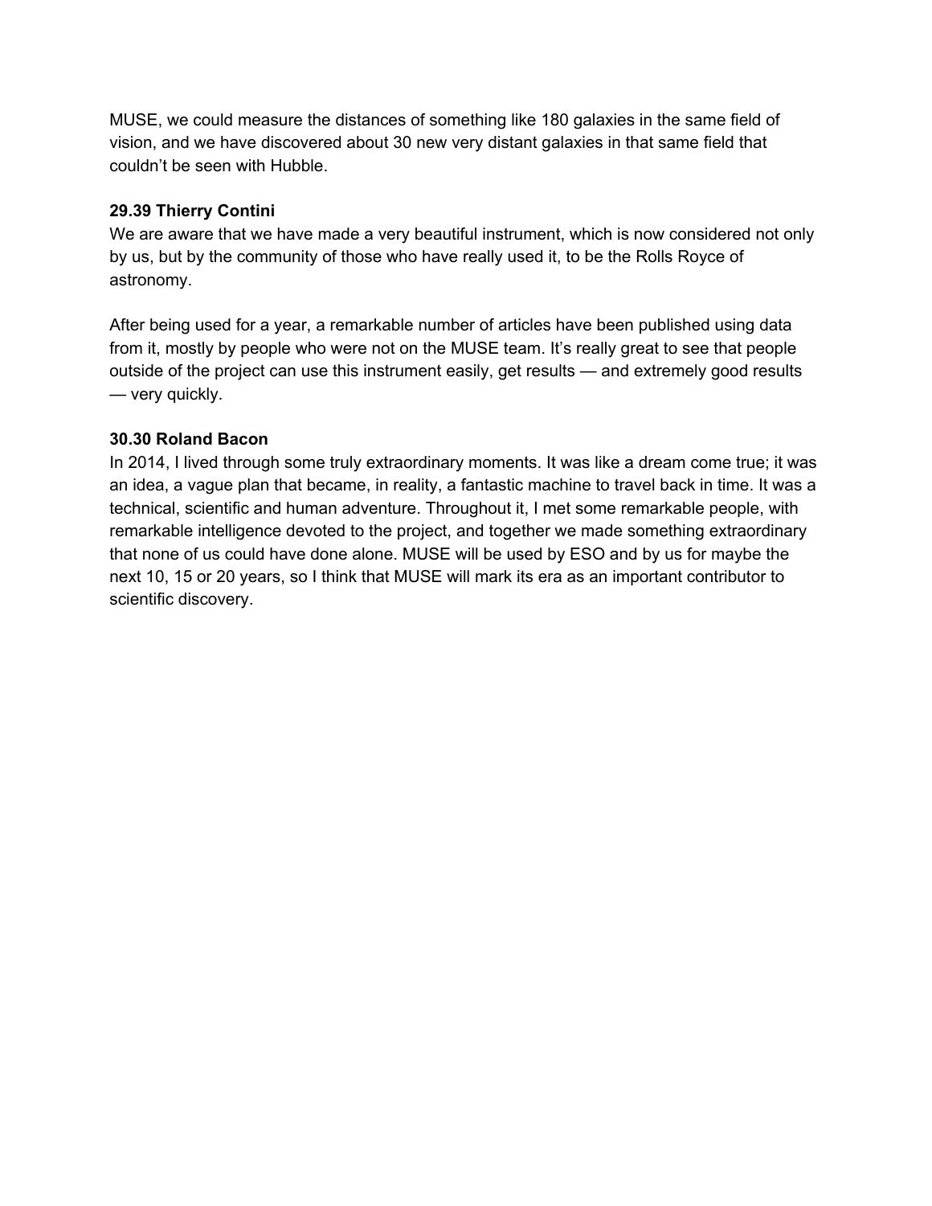MUSE, we could measure the distances of something like 180 galaxies in the same field of vision, and we have discovered about 30 new very distant galaxies in that same field that couldn't be seen with Hubble.

**29.39 Thierry Contini**

We are aware that we have made a very beautiful instrument, which is now considered not only by us, but by the community of those who have really used it, to be the Rolls Royce of astronomy.

After being used for a year, a remarkable number of articles have been published using data from it, mostly by people who were not on the MUSE team. It's really great to see that people outside of the project can use this instrument easily, get results — and extremely good results — very quickly.

**30.30 Roland Bacon**

In 2014, I lived through some truly extraordinary moments. It was like a dream come true; it was an idea, a vague plan that became, in reality, a fantastic machine to travel back in time. It was a technical, scientific and human adventure. Throughout it, I met some remarkable people, with remarkable intelligence devoted to the project, and together we made something extraordinary that none of us could have done alone. MUSE will be used by ESO and by us for maybe the next 10, 15 or 20 years, so I think that MUSE will mark its era as an important contributor to scientific discovery.